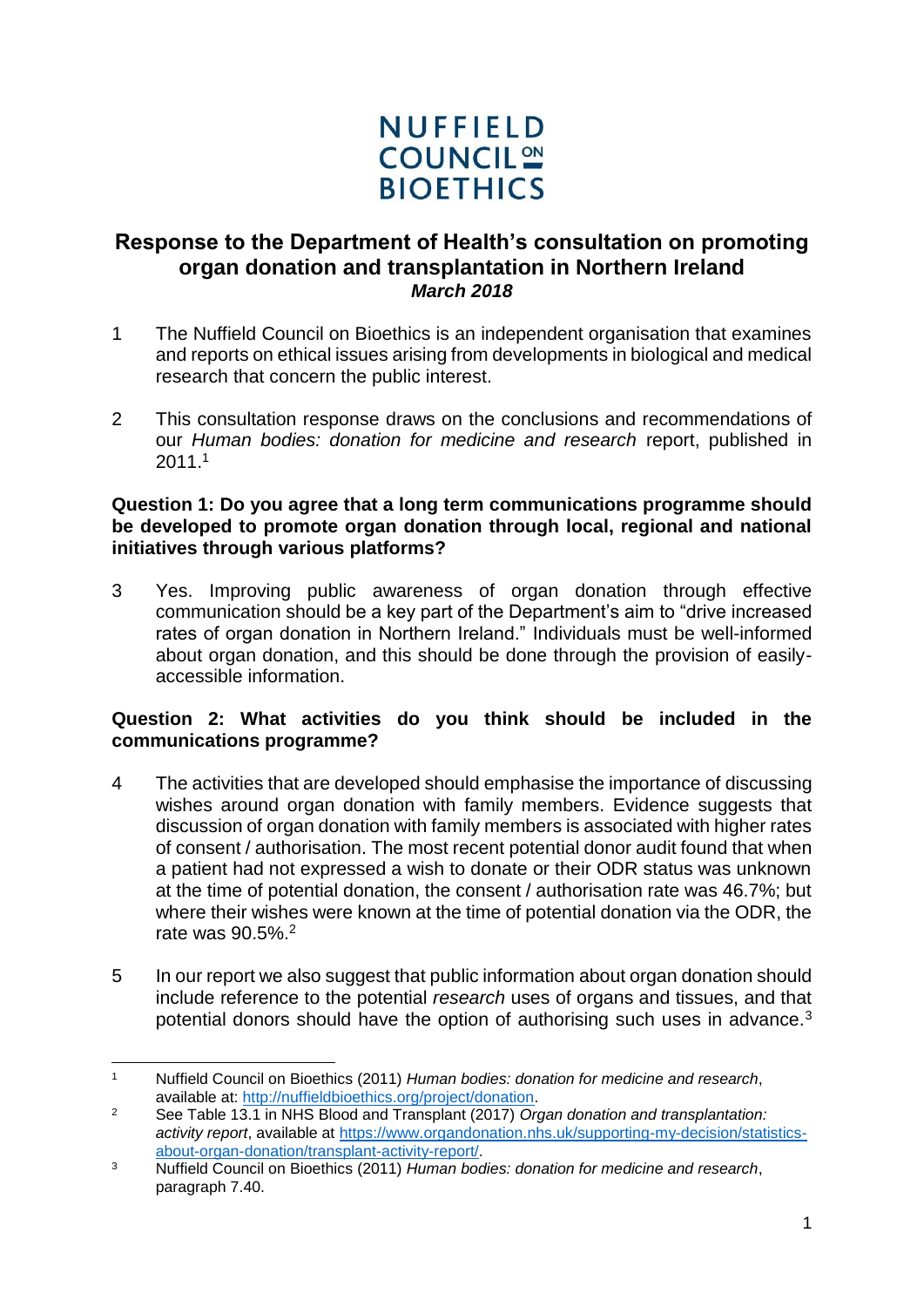# NUFFIELD COUNCIL ON BIOETHICS

## Response to the Department of Health's consultation on promoting organ donation and transplantation in Northern Ireland

***March 2018***

1 The Nuffield Council on Bioethics is an independent organisation that examines and reports on ethical issues arising from developments in biological and medical research that concern the public interest.

2 This consultation response draws on the conclusions and recommendations of our *Human bodies: donation for medicine and research* report, published in 2011.[1]

**Question 1: Do you agree that a long term communications programme should be developed to promote organ donation through local, regional and national initiatives through various platforms?**

3 Yes. Improving public awareness of organ donation through effective communication should be a key part of the Department's aim to "drive increased rates of organ donation in Northern Ireland." Individuals must be well-informed about organ donation, and this should be done through the provision of easily-accessible information.

**Question 2: What activities do you think should be included in the communications programme?**

4 The activities that are developed should emphasise the importance of discussing wishes around organ donation with family members. Evidence suggests that discussion of organ donation with family members is associated with higher rates of consent / authorisation. The most recent potential donor audit found that when a patient had not expressed a wish to donate or their ODR status was unknown at the time of potential donation, the consent / authorisation rate was 46.7%; but where their wishes were known at the time of potential donation via the ODR, the rate was 90.5%.[2]

5 In our report we also suggest that public information about organ donation should include reference to the potential *research* uses of organs and tissues, and that potential donors should have the option of authorising such uses in advance.[3]

---

[1] Nuffield Council on Bioethics (2011) *Human bodies: donation for medicine and research*, available at: http://nuffieldbioethics.org/project/donation.

[2] See Table 13.1 in NHS Blood and Transplant (2017) *Organ donation and transplantation: activity report*, available at https://www.organdonation.nhs.uk/supporting-my-decision/statistics-about-organ-donation/transplant-activity-report/.

[3] Nuffield Council on Bioethics (2011) *Human bodies: donation for medicine and research*, paragraph 7.40.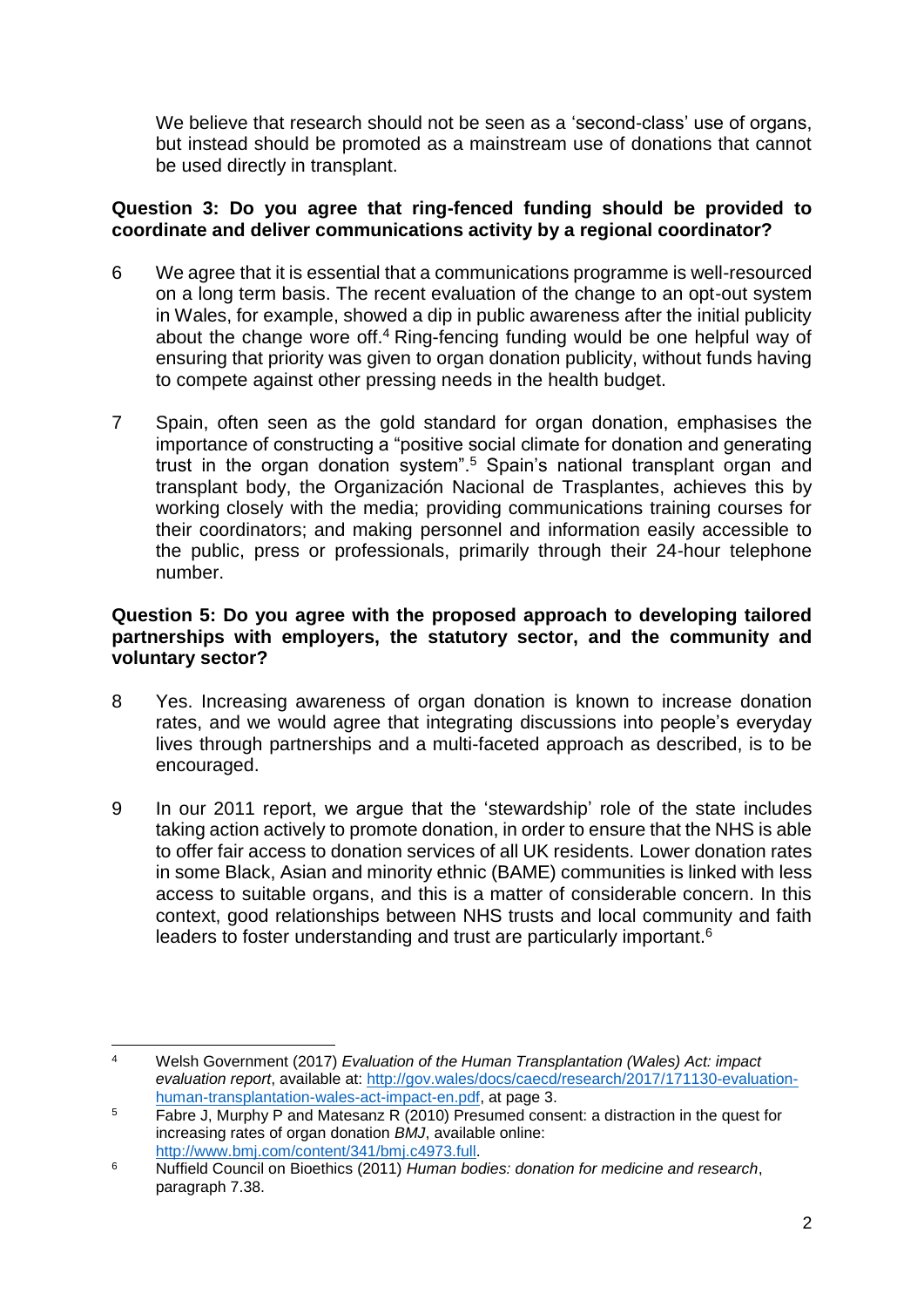We believe that research should not be seen as a 'second-class' use of organs, but instead should be promoted as a mainstream use of donations that cannot be used directly in transplant.

**Question 3: Do you agree that ring-fenced funding should be provided to coordinate and deliver communications activity by a regional coordinator?**

6 We agree that it is essential that a communications programme is well-resourced on a long term basis. The recent evaluation of the change to an opt-out system in Wales, for example, showed a dip in public awareness after the initial publicity about the change wore off.[4] Ring-fencing funding would be one helpful way of ensuring that priority was given to organ donation publicity, without funds having to compete against other pressing needs in the health budget.

7 Spain, often seen as the gold standard for organ donation, emphasises the importance of constructing a "positive social climate for donation and generating trust in the organ donation system".[5] Spain's national transplant organ and transplant body, the Organización Nacional de Trasplantes, achieves this by working closely with the media; providing communications training courses for their coordinators; and making personnel and information easily accessible to the public, press or professionals, primarily through their 24-hour telephone number.

**Question 5: Do you agree with the proposed approach to developing tailored partnerships with employers, the statutory sector, and the community and voluntary sector?**

8 Yes. Increasing awareness of organ donation is known to increase donation rates, and we would agree that integrating discussions into people's everyday lives through partnerships and a multi-faceted approach as described, is to be encouraged.

9 In our 2011 report, we argue that the 'stewardship' role of the state includes taking action actively to promote donation, in order to ensure that the NHS is able to offer fair access to donation services of all UK residents. Lower donation rates in some Black, Asian and minority ethnic (BAME) communities is linked with less access to suitable organs, and this is a matter of considerable concern. In this context, good relationships between NHS trusts and local community and faith leaders to foster understanding and trust are particularly important.[6]

---

[4] Welsh Government (2017) *Evaluation of the Human Transplantation (Wales) Act: impact evaluation report*, available at: http://gov.wales/docs/caecd/research/2017/171130-evaluation-human-transplantation-wales-act-impact-en.pdf, at page 3.

[5] Fabre J, Murphy P and Matesanz R (2010) Presumed consent: a distraction in the quest for increasing rates of organ donation *BMJ*, available online: http://www.bmj.com/content/341/bmj.c4973.full.

[6] Nuffield Council on Bioethics (2011) *Human bodies: donation for medicine and research*, paragraph 7.38.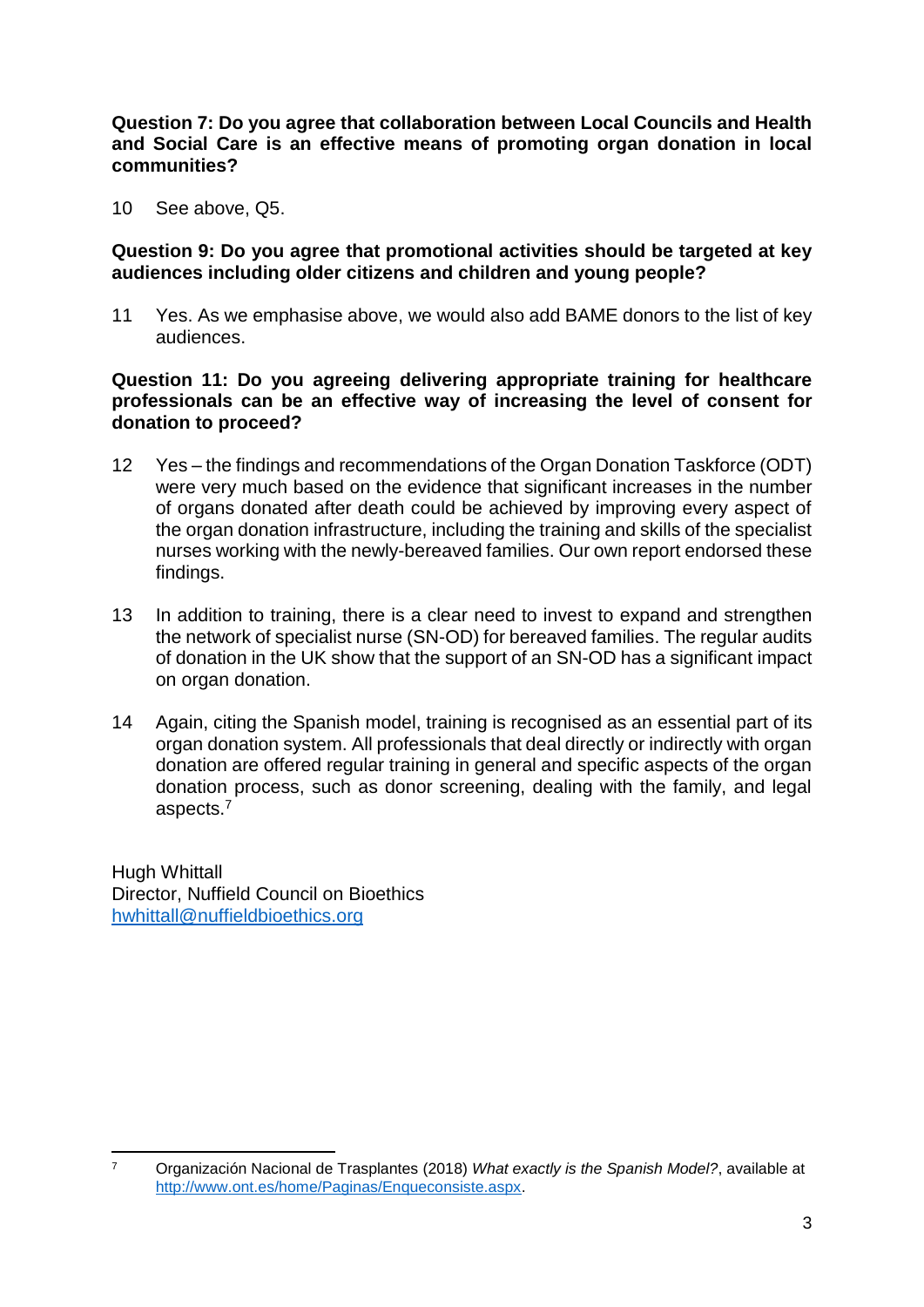**Question 7: Do you agree that collaboration between Local Councils and Health and Social Care is an effective means of promoting organ donation in local communities?**

10 See above, Q5.

**Question 9: Do you agree that promotional activities should be targeted at key audiences including older citizens and children and young people?**

11 Yes. As we emphasise above, we would also add BAME donors to the list of key audiences.

**Question 11: Do you agreeing delivering appropriate training for healthcare professionals can be an effective way of increasing the level of consent for donation to proceed?**

12 Yes – the findings and recommendations of the Organ Donation Taskforce (ODT) were very much based on the evidence that significant increases in the number of organs donated after death could be achieved by improving every aspect of the organ donation infrastructure, including the training and skills of the specialist nurses working with the newly-bereaved families. Our own report endorsed these findings.

13 In addition to training, there is a clear need to invest to expand and strengthen the network of specialist nurse (SN-OD) for bereaved families. The regular audits of donation in the UK show that the support of an SN-OD has a significant impact on organ donation.

14 Again, citing the Spanish model, training is recognised as an essential part of its organ donation system. All professionals that deal directly or indirectly with organ donation are offered regular training in general and specific aspects of the organ donation process, such as donor screening, dealing with the family, and legal aspects.[7]

Hugh Whittall
Director, Nuffield Council on Bioethics
hwhittall@nuffieldbioethics.org

[7] Organización Nacional de Trasplantes (2018) *What exactly is the Spanish Model?*, available at http://www.ont.es/home/Paginas/Enqueconsiste.aspx.